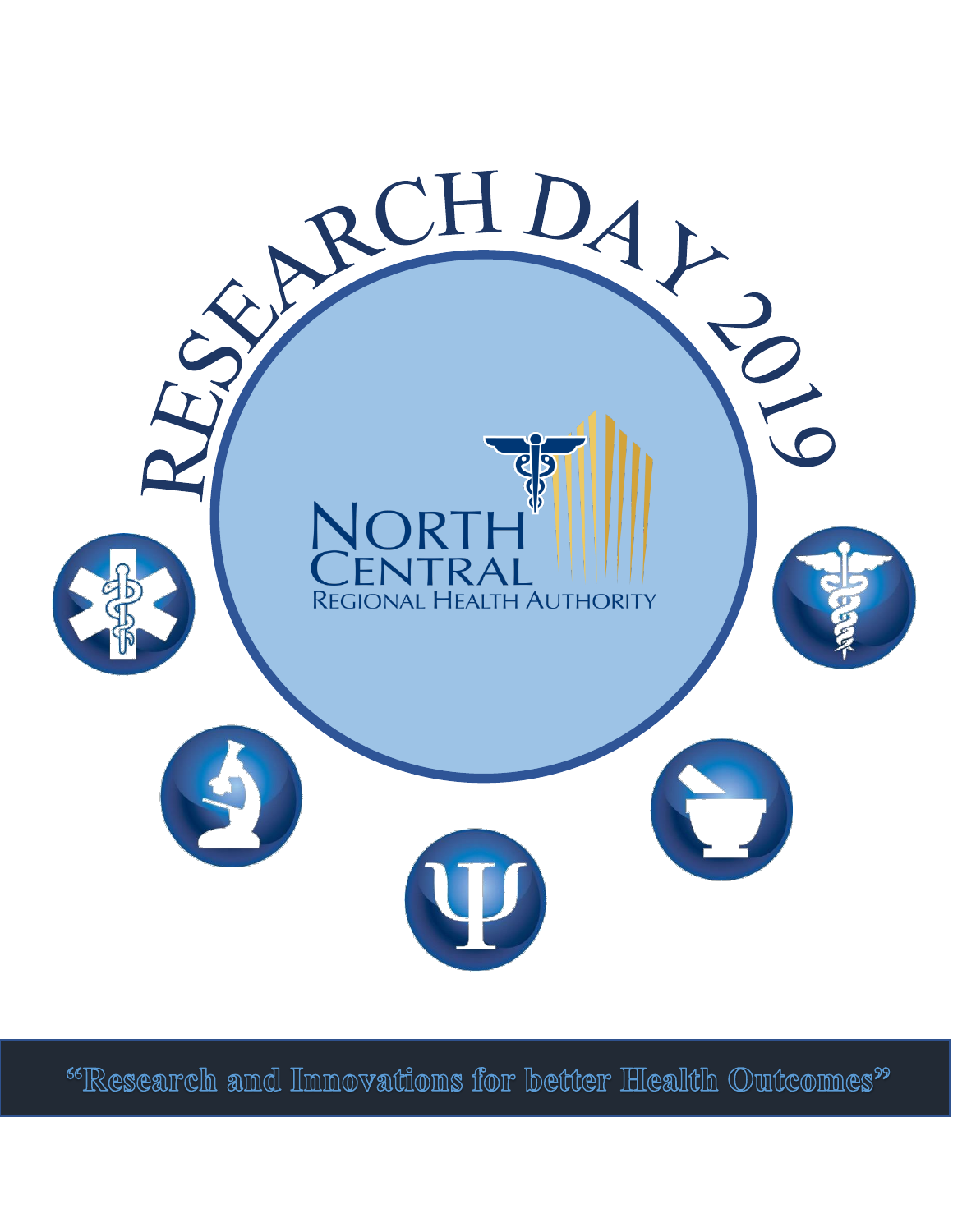# RESEARCH DAY 2019

NORTH CENTRAL
REGIONAL HEALTH AUTHORITY

"Research and Innovations for better Health Outcomes"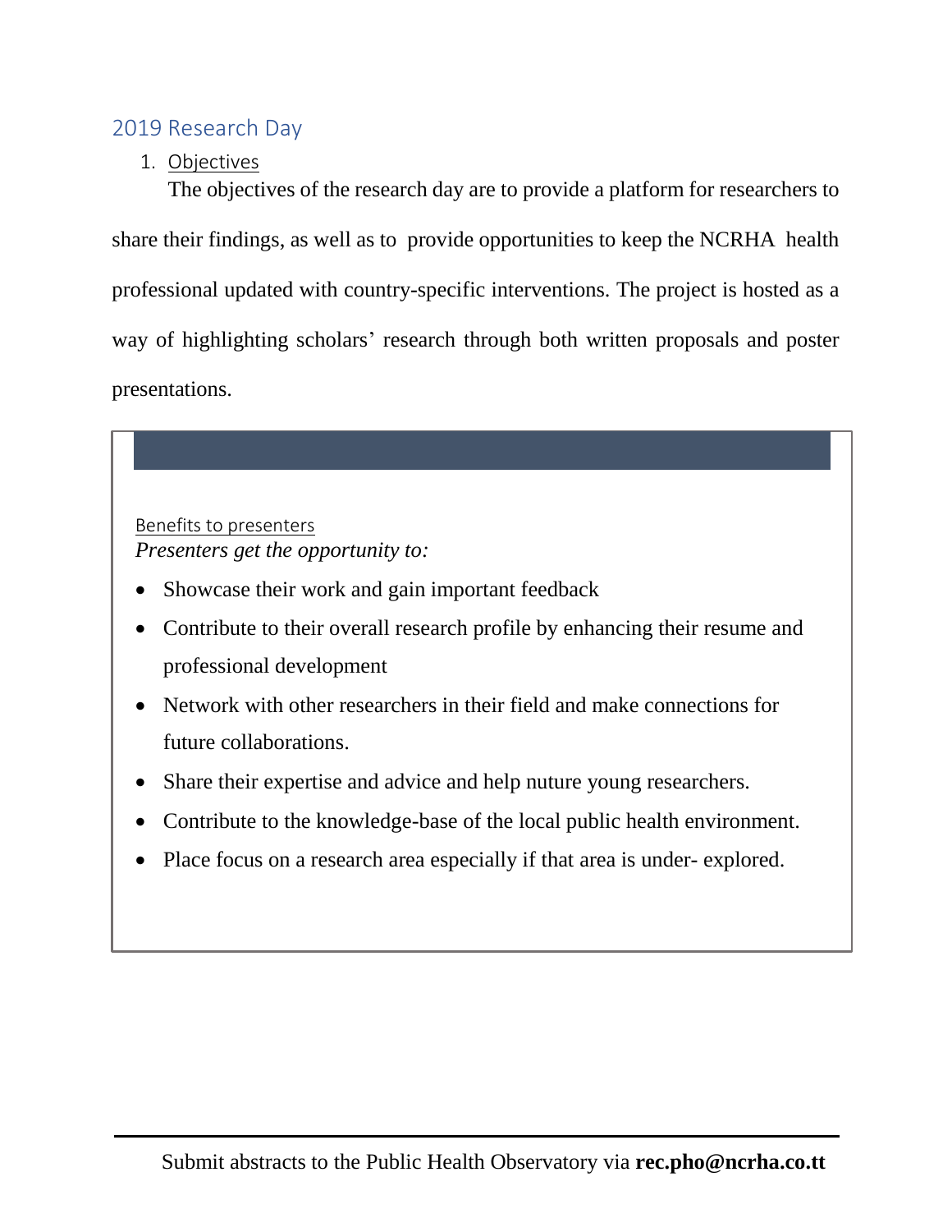## 2019 Research Day

1. Objectives

The objectives of the research day are to provide a platform for researchers to share their findings, as well as to provide opportunities to keep the NCRHA health professional updated with country-specific interventions. The project is hosted as a way of highlighting scholars' research through both written proposals and poster presentations.

Benefits to presenters

*Presenters get the opportunity to:*

- Showcase their work and gain important feedback
- Contribute to their overall research profile by enhancing their resume and professional development
- Network with other researchers in their field and make connections for future collaborations.
- Share their expertise and advice and help nuture young researchers.
- Contribute to the knowledge-base of the local public health environment.
- Place focus on a research area especially if that area is under- explored.

Submit abstracts to the Public Health Observatory via **rec.pho@ncrha.co.tt**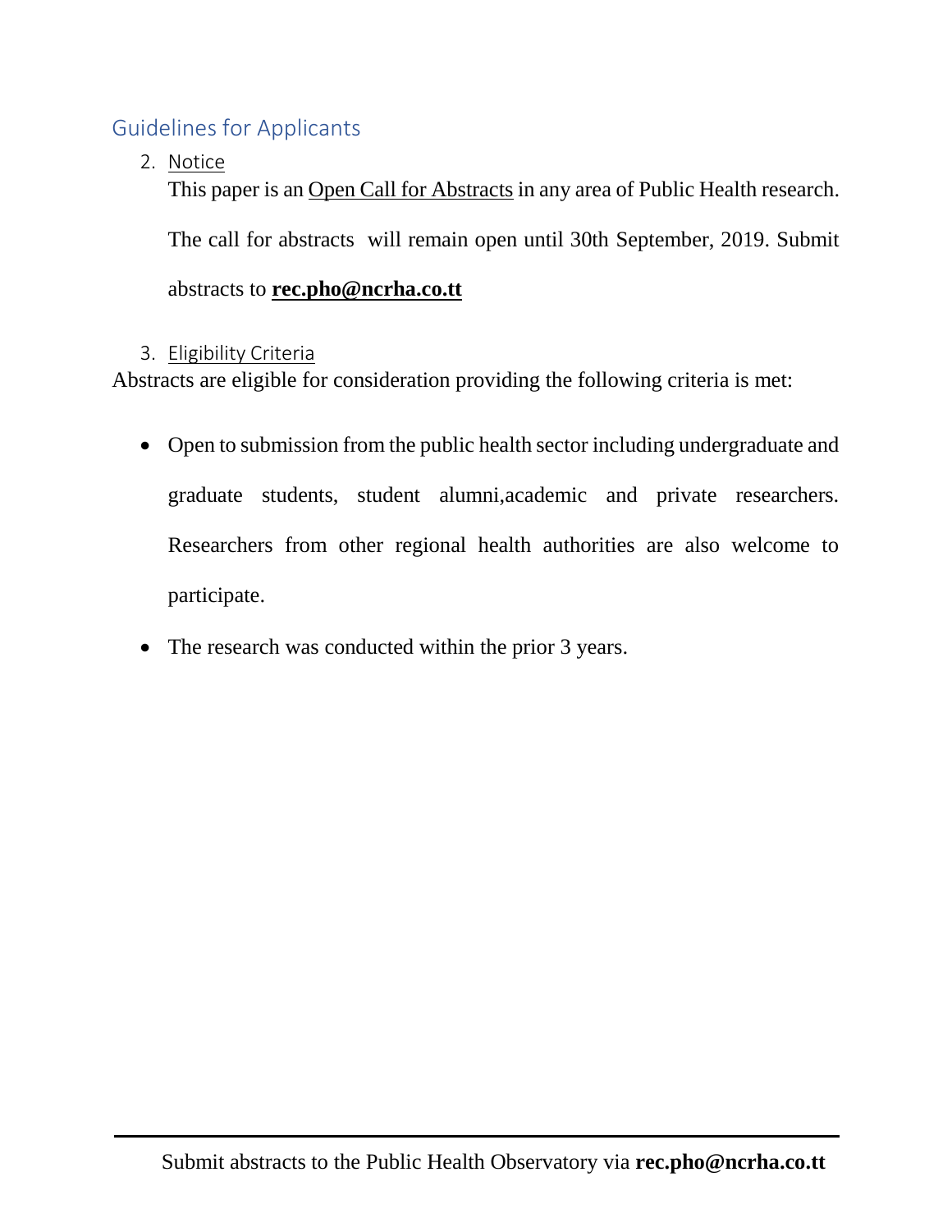## Guidelines for Applicants

2. Notice

   This paper is an Open Call for Abstracts in any area of Public Health research.

   The call for abstracts will remain open until 30th September, 2019. Submit abstracts to **rec.pho@ncrha.co.tt**

3. Eligibility Criteria

Abstracts are eligible for consideration providing the following criteria is met:

- Open to submission from the public health sector including undergraduate and graduate students, student alumni,academic and private researchers. Researchers from other regional health authorities are also welcome to participate.
- The research was conducted within the prior 3 years.

Submit abstracts to the Public Health Observatory via **rec.pho@ncrha.co.tt**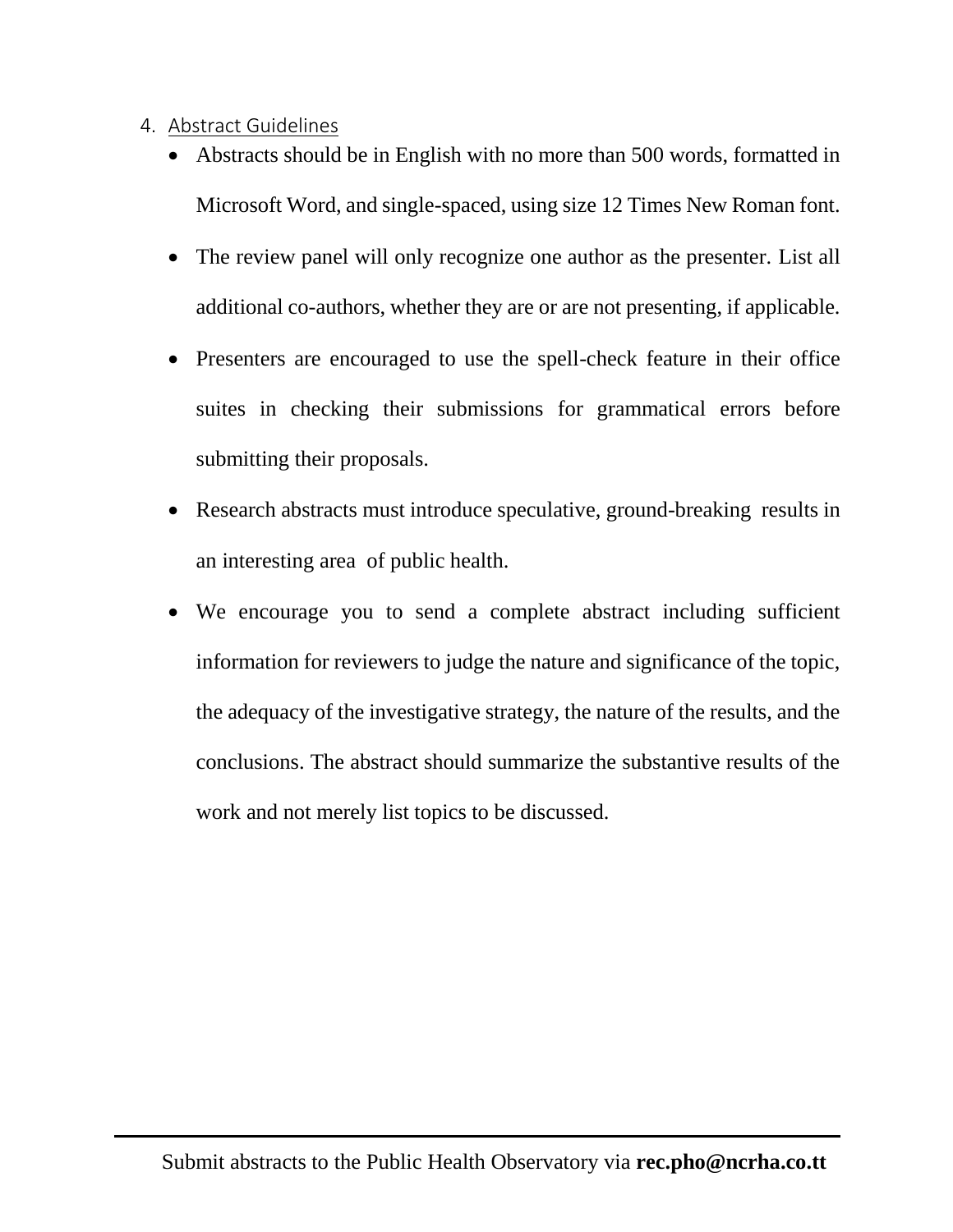4. Abstract Guidelines

- Abstracts should be in English with no more than 500 words, formatted in Microsoft Word, and single-spaced, using size 12 Times New Roman font.
- The review panel will only recognize one author as the presenter. List all additional co-authors, whether they are or are not presenting, if applicable.
- Presenters are encouraged to use the spell-check feature in their office suites in checking their submissions for grammatical errors before submitting their proposals.
- Research abstracts must introduce speculative, ground-breaking results in an interesting area of public health.
- We encourage you to send a complete abstract including sufficient information for reviewers to judge the nature and significance of the topic, the adequacy of the investigative strategy, the nature of the results, and the conclusions. The abstract should summarize the substantive results of the work and not merely list topics to be discussed.

Submit abstracts to the Public Health Observatory via **rec.pho@ncrha.co.tt**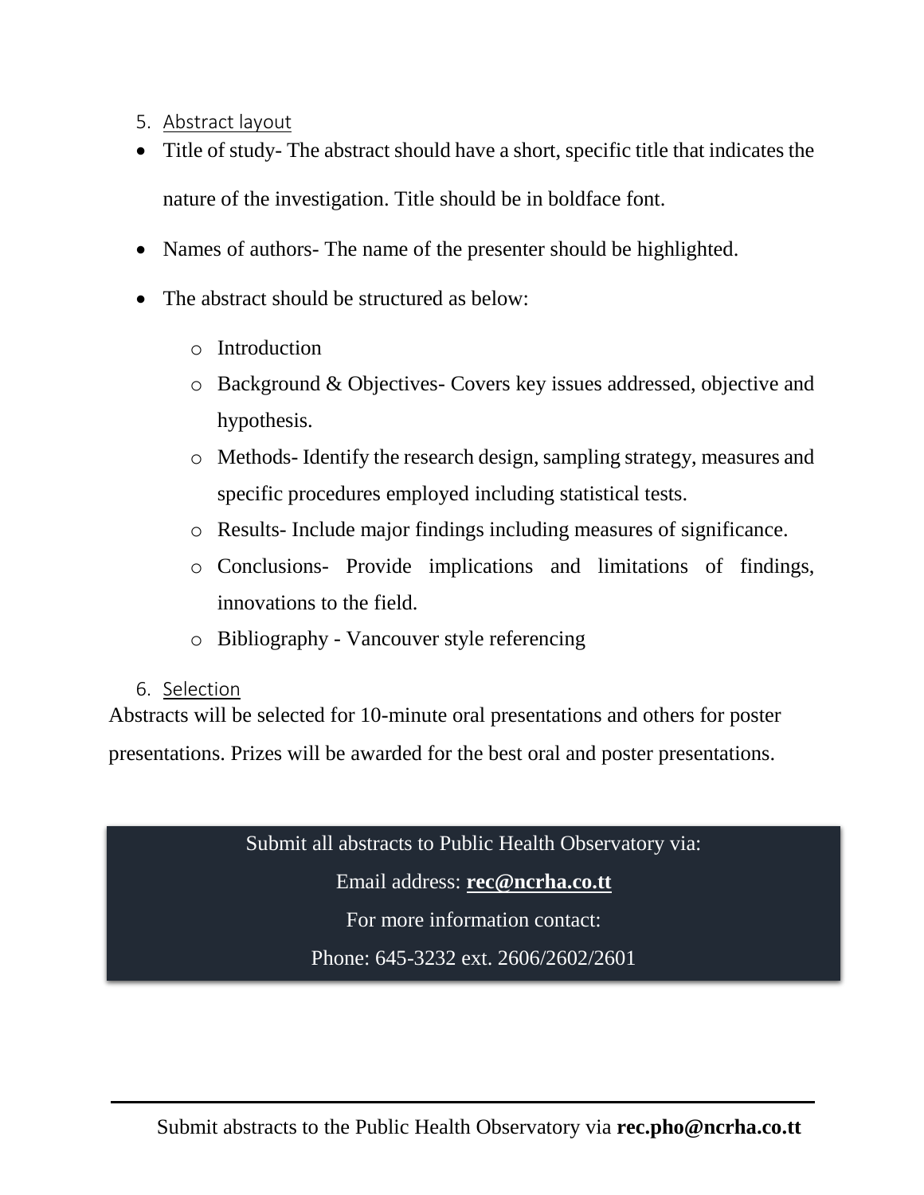5. Abstract layout

- Title of study- The abstract should have a short, specific title that indicates the nature of the investigation. Title should be in boldface font.
- Names of authors- The name of the presenter should be highlighted.
- The abstract should be structured as below:
  - Introduction
  - Background & Objectives- Covers key issues addressed, objective and hypothesis.
  - Methods- Identify the research design, sampling strategy, measures and specific procedures employed including statistical tests.
  - Results- Include major findings including measures of significance.
  - Conclusions- Provide implications and limitations of findings, innovations to the field.
  - Bibliography - Vancouver style referencing

6. Selection

Abstracts will be selected for 10-minute oral presentations and others for poster presentations. Prizes will be awarded for the best oral and poster presentations.

Submit all abstracts to Public Health Observatory via:

Email address: **rec@ncrha.co.tt**

For more information contact:

Phone: 645-3232 ext. 2606/2602/2601